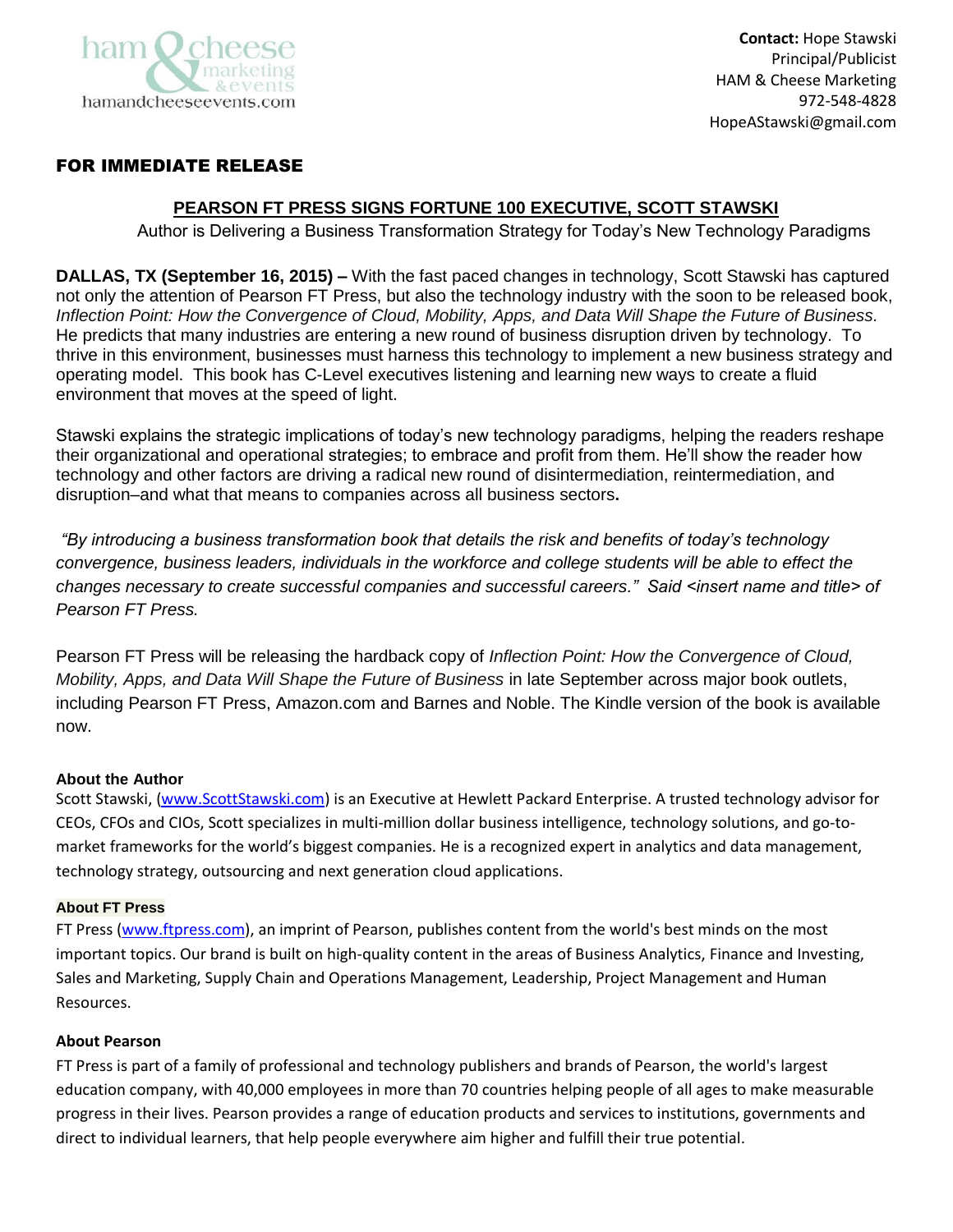ham & cheese marketing & events
hamandcheeseevents.com

**Contact:** Hope Stawski
Principal/Publicist
HAM & Cheese Marketing
972-548-4828
HopeAStawski@gmail.com

**FOR IMMEDIATE RELEASE**

## PEARSON FT PRESS SIGNS FORTUNE 100 EXECUTIVE, SCOTT STAWSKI

Author is Delivering a Business Transformation Strategy for Today's New Technology Paradigms

**DALLAS, TX (September 16, 2015) –** With the fast paced changes in technology, Scott Stawski has captured not only the attention of Pearson FT Press, but also the technology industry with the soon to be released book, *Inflection Point: How the Convergence of Cloud, Mobility, Apps, and Data Will Shape the Future of Business.* He predicts that many industries are entering a new round of business disruption driven by technology. To thrive in this environment, businesses must harness this technology to implement a new business strategy and operating model. This book has C-Level executives listening and learning new ways to create a fluid environment that moves at the speed of light.

Stawski explains the strategic implications of today's new technology paradigms, helping the readers reshape their organizational and operational strategies; to embrace and profit from them. He'll show the reader how technology and other factors are driving a radical new round of disintermediation, reintermediation, and disruption–and what that means to companies across all business sectors**.**

*"By introducing a business transformation book that details the risk and benefits of today's technology convergence, business leaders, individuals in the workforce and college students will be able to effect the changes necessary to create successful companies and successful careers." Said <insert name and title> of Pearson FT Press.*

Pearson FT Press will be releasing the hardback copy of *Inflection Point: How the Convergence of Cloud, Mobility, Apps, and Data Will Shape the Future of Business* in late September across major book outlets, including Pearson FT Press, Amazon.com and Barnes and Noble. The Kindle version of the book is available now.

**About the Author**

Scott Stawski, (www.ScottStawski.com) is an Executive at Hewlett Packard Enterprise. A trusted technology advisor for CEOs, CFOs and CIOs, Scott specializes in multi-million dollar business intelligence, technology solutions, and go-to-market frameworks for the world's biggest companies. He is a recognized expert in analytics and data management, technology strategy, outsourcing and next generation cloud applications.

**About FT Press**

FT Press (www.ftpress.com), an imprint of Pearson, publishes content from the world's best minds on the most important topics. Our brand is built on high-quality content in the areas of Business Analytics, Finance and Investing, Sales and Marketing, Supply Chain and Operations Management, Leadership, Project Management and Human Resources.

**About Pearson**

FT Press is part of a family of professional and technology publishers and brands of Pearson, the world's largest education company, with 40,000 employees in more than 70 countries helping people of all ages to make measurable progress in their lives. Pearson provides a range of education products and services to institutions, governments and direct to individual learners, that help people everywhere aim higher and fulfill their true potential.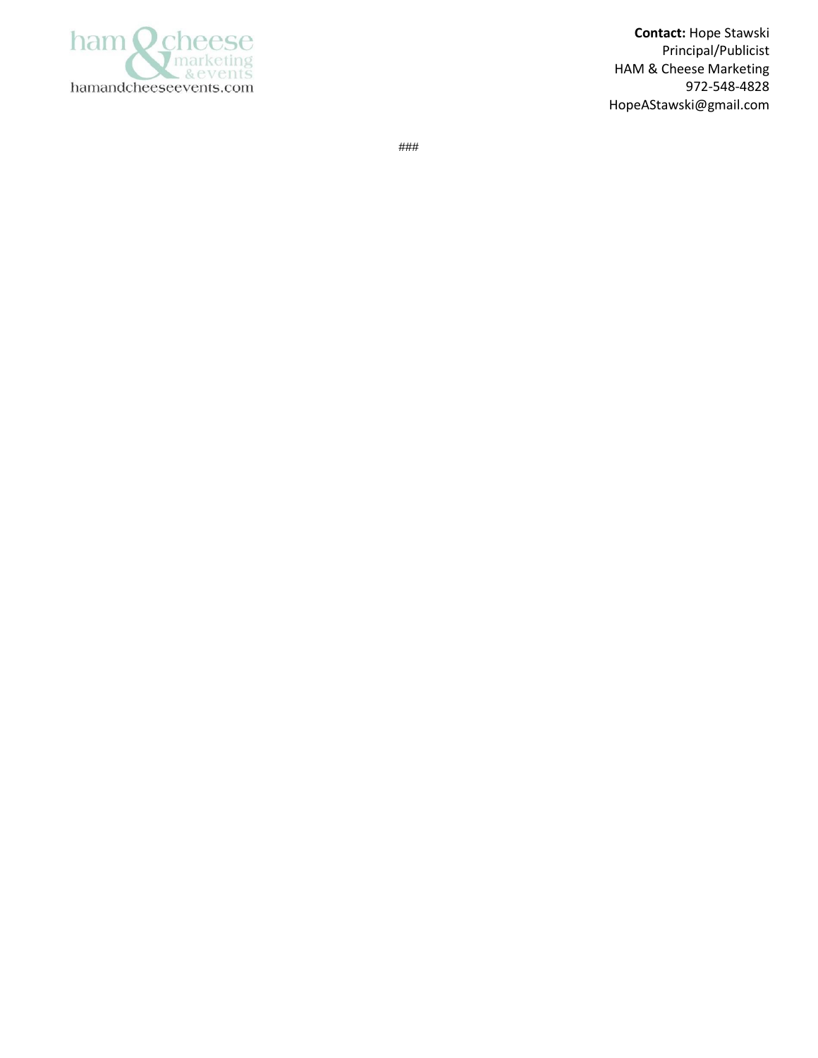ham & cheese marketing & events
hamandcheeseevents.com

**Contact:** Hope Stawski
Principal/Publicist
HAM & Cheese Marketing
972-548-4828
HopeAStawski@gmail.com

###